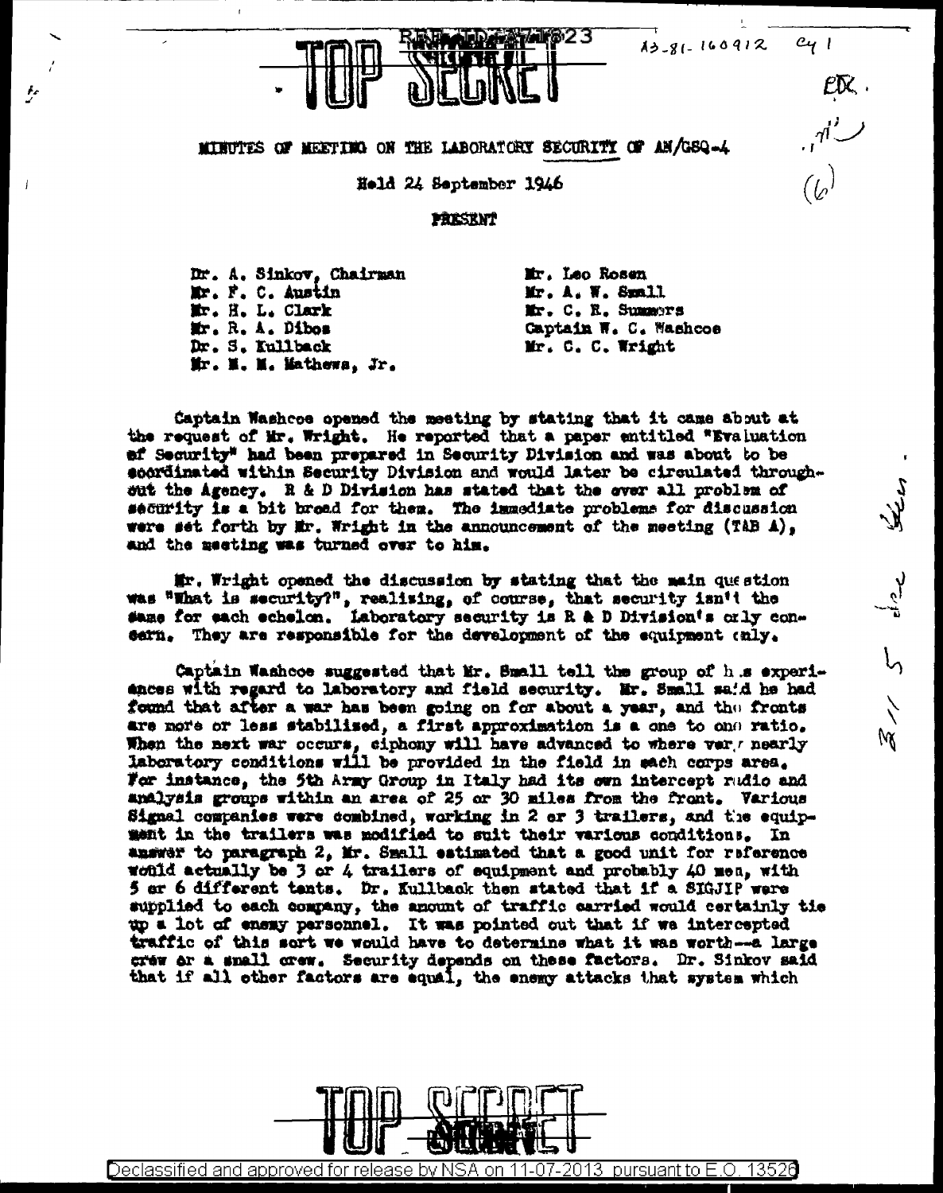TOP SECRET

A3-81-160912

# MINUTES OF MEETING ON THE LABORATORY SECURITY OF AN/GSQ-4

Held 24 September 1946

PRESENT

| | |
|---|---|
| Dr. A. Sinkov, Chairman | Mr. Leo Rosen |
| Mr. F. C. Austin | Mr. A. W. Small |
| Mr. H. L. Clark | Mr. C. E. Summers |
| Mr. R. A. Dibos | Captain W. C. Washcoe |
| Dr. S. Kullback | Mr. C. C. Wright |
| Mr. M. M. Mathews, Jr. | |

Captain Washcoe opened the meeting by stating that it came about at the request of Mr. Wright. He reported that a paper entitled "Evaluation of Security" had been prepared in Security Division and was about to be coordinated within Security Division and would later be circulated throughout the Agency. R & D Division has stated that the over all problem of security is a bit broad for them. The immediate problems for discussion were set forth by Mr. Wright in the announcement of the meeting (TAB A), and the meeting was turned over to him.

Mr. Wright opened the discussion by stating that the main question was "What is security?", realizing, of course, that security isn't the same for each echelon. Laboratory security is R & D Division's only concern. They are responsible for the development of the equipment only.

Captain Washcoe suggested that Mr. Small tell the group of his experiences with regard to laboratory and field security. Mr. Small said he had found that after a war has been going on for about a year, and the fronts are more or less stabilized, a first approximation is a one to one ratio. When the next war occurs, ciphony will have advanced to where very nearly laboratory conditions will be provided in the field in each corps area. For instance, the 5th Army Group in Italy had its own intercept radio and analysis groups within an area of 25 or 30 miles from the front. Various Signal companies were combined, working in 2 or 3 trailers, and the equipment in the trailers was modified to suit their various conditions. In answer to paragraph 2, Mr. Small estimated that a good unit for reference would actually be 3 or 4 trailers of equipment and probably 40 men, with 5 or 6 different tents. Dr. Kullback then stated that if a SIGJIP were supplied to each company, the amount of traffic carried would certainly tie up a lot of enemy personnel. It was pointed out that if we intercepted traffic of this sort we would have to determine what it was worth--a large crew or a small crew. Security depends on these factors. Dr. Sinkov said that if all other factors are equal, the enemy attacks that system which

TOP SECRET

Declassified and approved for release by NSA on 11-07-2013 pursuant to E.O. 13526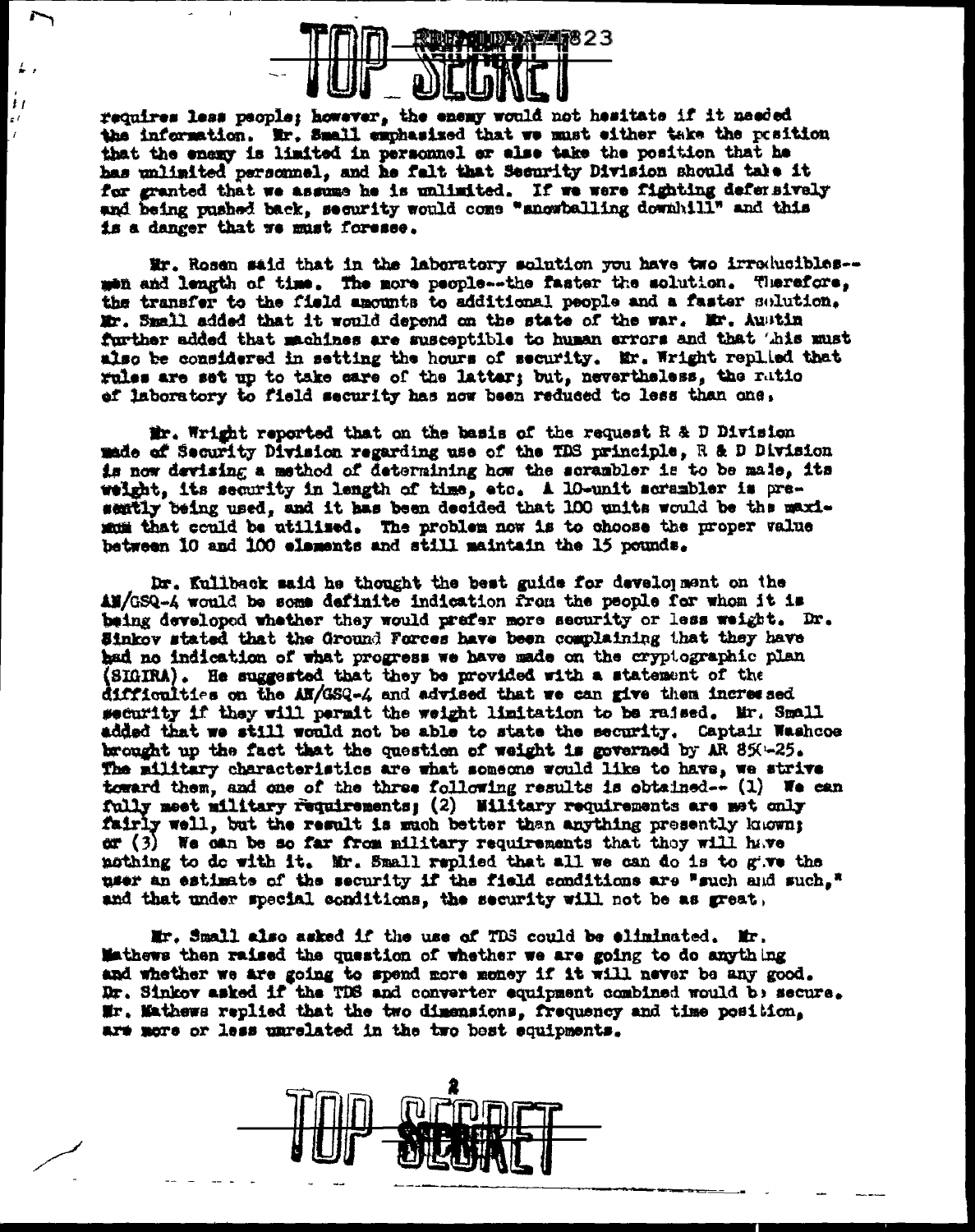requires less people; however, the enemy would not hesitate if it needed the information. Mr. Small emphasized that we must either take the position that the enemy is limited in personnel or else take the position that he has unlimited personnel, and he felt that Security Division should take it for granted that we assume he is unlimited. If we were fighting defensively and being pushed back, security would come "snowballing downhill" and this is a danger that we must foresee.

Mr. Rosen said that in the laboratory solution you have two irreducibles--men and length of time. The more people--the faster the solution. Therefore, the transfer to the field amounts to additional people and a faster solution. Mr. Small added that it would depend on the state of the war. Mr. Austin further added that machines are susceptible to human errors and that this must also be considered in setting the hours of security. Mr. Wright replied that rules are set up to take care of the latter; but, nevertheless, the ratio of laboratory to field security has now been reduced to less than one.

Mr. Wright reported that on the basis of the request R & D Division made of Security Division regarding use of the TDS principle, R & D Division is now devising a method of determining how the scrambler is to be made, its weight, its security in length of time, etc. A 10-unit scrambler is presently being used, and it has been decided that 100 units would be the maximum that could be utilized. The problem now is to choose the proper value between 10 and 100 elements and still maintain the 15 pounds.

Dr. Kullback said he thought the best guide for development on the AN/GSQ-4 would be some definite indication from the people for whom it is being developed whether they would prefer more security or less weight. Dr. Sinkov stated that the Ground Forces have been complaining that they have had no indication of what progress we have made on the cryptographic plan (SIGIRA). He suggested that they be provided with a statement of the difficulties on the AN/GSQ-4 and advised that we can give them increased security if they will permit the weight limitation to be raised. Mr. Small added that we still would not be able to state the security. Captain Washcoe brought up the fact that the question of weight is governed by AR 850-25. The military characteristics are what someone would like to have, we strive toward them, and one of the three following results is obtained-- (1) We can fully meet military requirements; (2) Military requirements are met only fairly well, but the result is much better than anything presently known; or (3) We can be so far from military requirements that they will have nothing to do with it. Mr. Small replied that all we can do is to give the user an estimate of the security if the field conditions are "such and such," and that under special conditions, the security will not be as great.

Mr. Small also asked if the use of TDS could be eliminated. Mr. Mathews then raised the question of whether we are going to do anything and whether we are going to spend more money if it will never be any good. Dr. Sinkov asked if the TDS and converter equipment combined would be secure. Mr. Mathews replied that the two dimensions, frequency and time position, are more or less unrelated in the two best equipments.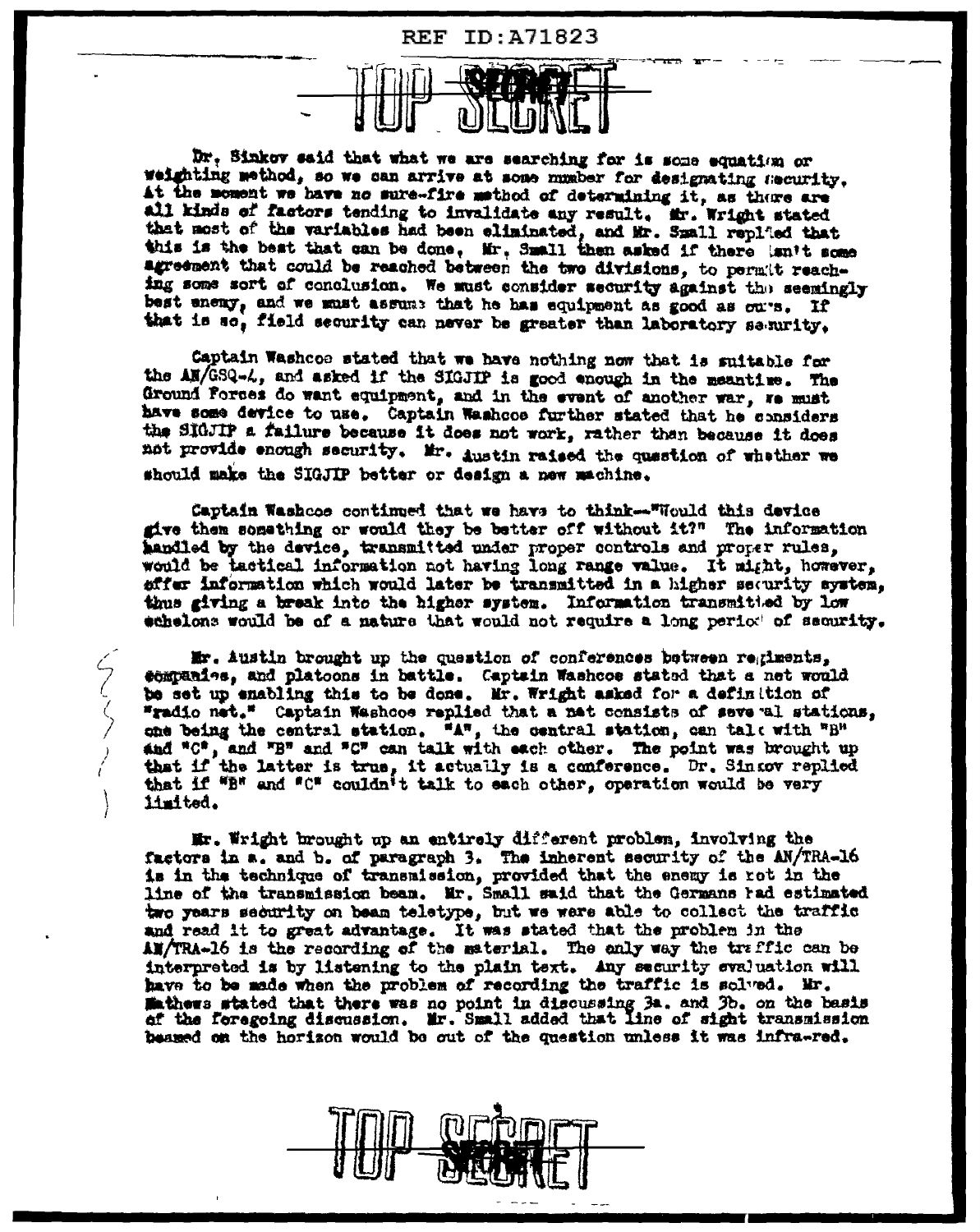Dr. Sinkov said that what we are searching for is some equation or weighting method, so we can arrive at some number for designating security. At the moment we have no sure-fire method of determining it, as there are all kinds of factors tending to invalidate any result. Mr. Wright stated that most of the variables had been eliminated, and Mr. Small replied that this is the best that can be done. Mr. Small then asked if there isn't some agreement that could be reached between the two divisions, to permit reaching some sort of conclusion. We must consider security against the seemingly best enemy, and we must assume that he has equipment as good as ours. If that is so, field security can never be greater than laboratory security.

Captain Washcoe stated that we have nothing now that is suitable for the AN/GSQ-4, and asked if the SIGJIP is good enough in the meantime. The Ground Forces do want equipment, and in the event of another war, we must have some device to use. Captain Washcoe further stated that he considers the SIGJIP a failure because it does not work, rather than because it does not provide enough security. Mr. Austin raised the question of whether we should make the SIGJIP better or design a new machine.

Captain Washcoe continued that we have to think--"Would this device give them something or would they be better off without it?" The information handled by the device, transmitted under proper controls and proper rules, would be tactical information not having long range value. It might, however, offer information which would later be transmitted in a higher security system, thus giving a break into the higher system. Information transmitted by low echelons would be of a nature that would not require a long period of security.

Mr. Austin brought up the question of conferences between regiments, companies, and platoons in battle. Captain Washcoe stated that a net would be set up enabling this to be done. Mr. Wright asked for a definition of "radio net." Captain Washcoe replied that a net consists of several stations, one being the central station. "A", the central station, can talk with "B" and "C", and "B" and "C" can talk with each other. The point was brought up that if the latter is true, it actually is a conference. Dr. Sinkov replied that if "B" and "C" couldn't talk to each other, operation would be very limited.

Mr. Wright brought up an entirely different problem, involving the factors in a. and b. of paragraph 3. The inherent security of the AN/TRA-16 is in the technique of transmission, provided that the enemy is not in the line of the transmission beam. Mr. Small said that the Germans had estimated two years security on beam teletype, but we were able to collect the traffic and read it to great advantage. It was stated that the problem in the AN/TRA-16 is the recording of the material. The only way the traffic can be interpreted is by listening to the plain text. Any security evaluation will have to be made when the problem of recording the traffic is solved. Mr. Mathews stated that there was no point in discussing 3a. and 3b. on the basis of the foregoing discussion. Mr. Small added that line of sight transmission beamed on the horizon would be out of the question unless it was infra-red.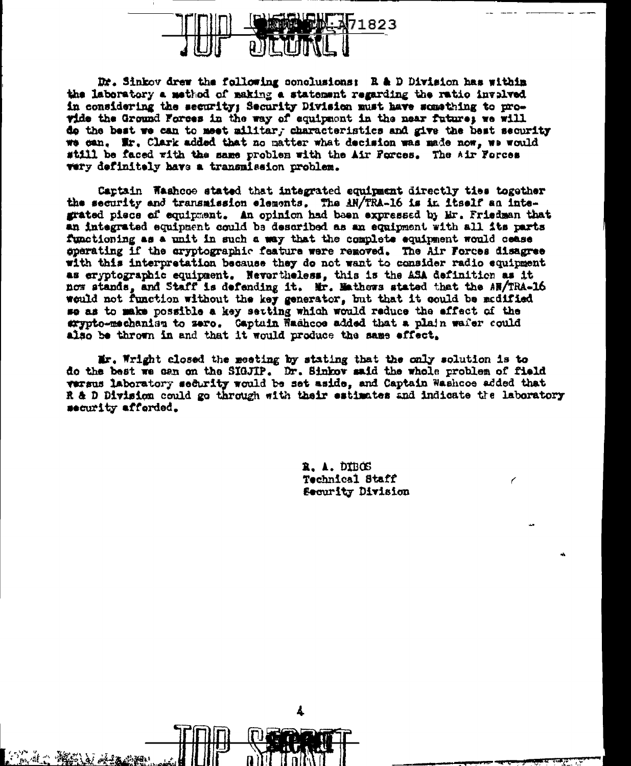Dr. Sinkov drew the following conclusions: R & D Division has within the laboratory a method of making a statement regarding the ratio involved in considering the security; Security Division must have something to provide the Ground Forces in the way of equipment in the near future; we will do the best we can to meet military characteristics and give the best security we can. Mr. Clark added that no matter what decision was made now, we would still be faced with the same problem with the Air Forces. The Air Forces very definitely have a transmission problem.

Captain Washcoe stated that integrated equipment directly ties together the security and transmission elements. The AN/TRA-16 is in itself an integrated piece of equipment. An opinion had been expressed by Mr. Friedman that an integrated equipment could be described as an equipment with all its parts functioning as a unit in such a way that the complete equipment would cease operating if the cryptographic feature were removed. The Air Forces disagree with this interpretation because they do not want to consider radio equipment as cryptographic equipment. Nevertheless, this is the ASA definition as it now stands, and Staff is defending it. Mr. Mathews stated that the AN/TRA-16 would not function without the key generator, but that it could be modified so as to make possible a key setting which would reduce the effect of the crypto-mechanism to zero. Captain Washcoe added that a plain wafer could also be thrown in and that it would produce the same effect.

Mr. Wright closed the meeting by stating that the only solution is to do the best we can on the SIGJIP. Dr. Sinkov said the whole problem of field versus laboratory security would be set aside, and Captain Washcoe added that R & D Division could go through with their estimates and indicate the laboratory security afforded.

R. A. DIBOS
Technical Staff
Security Division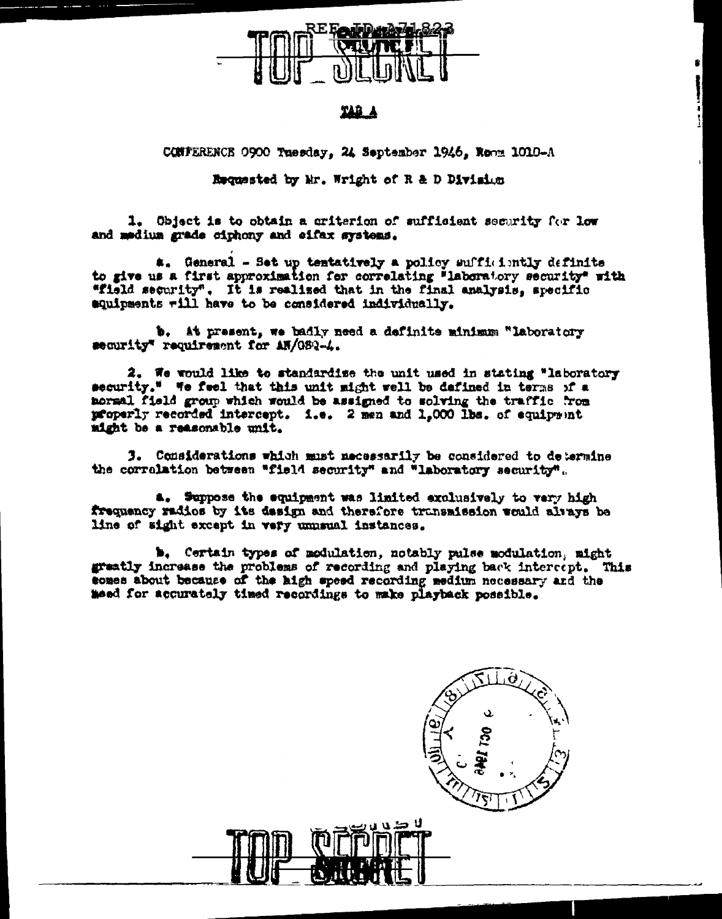TOP SECRET

TAB A

CONFERENCE 0900 Tuesday, 24 September 1946, Room 1010-A

Requested by Mr. Wright of R & D Division

1. Object is to obtain a criterion of sufficient security for low and medium grade ciphony and cifax systems.

   a. General - Set up tentatively a policy sufficiently definite to give us a first approximation for correlating "laboratory security" with "field security". It is realized that in the final analysis, specific equipments will have to be considered individually.

   b. At present, we badly need a definite minimum "laboratory security" requirement for AN/GSQ-4.

2. We would like to standardize the unit used in stating "laboratory security." We feel that this unit might well be defined in terms of a normal field group which would be assigned to solving the traffic from properly recorded intercept. i.e. 2 men and 1,000 lbs. of equipment might be a reasonable unit.

3. Considerations which must necessarily be considered to determine the correlation between "field security" and "laboratory security".

   a. Suppose the equipment was limited exclusively to very high frequency radios by its design and therefore transmission would always be line of sight except in very unusual instances.

   b. Certain types of modulation, notably pulse modulation, might greatly increase the problems of recording and playing back intercept. This comes about because of the high speed recording medium necessary and the need for accurately timed recordings to make playback possible.

TOP SECRET